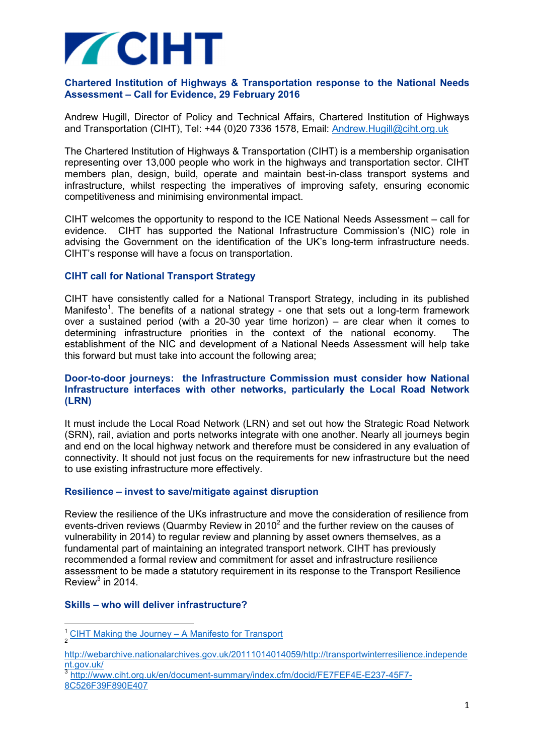# CIHT

## Chartered Institution of Highways & Transportation response to the National Needs Assessment – Call for Evidence, 29 February 2016

Andrew Hugill, Director of Policy and Technical Affairs, Chartered Institution of Highways and Transportation (CIHT), Tel: +44 (0)20 7336 1578, Email: Andrew.Hugill@ciht.org.uk

The Chartered Institution of Highways & Transportation (CIHT) is a membership organisation representing over 13,000 people who work in the highways and transportation sector. CIHT members plan, design, build, operate and maintain best-in-class transport systems and infrastructure, whilst respecting the imperatives of improving safety, ensuring economic competitiveness and minimising environmental impact.

CIHT welcomes the opportunity to respond to the ICE National Needs Assessment – call for evidence. CIHT has supported the National Infrastructure Commission's (NIC) role in advising the Government on the identification of the UK's long-term infrastructure needs. CIHT's response will have a focus on transportation.

### CIHT call for National Transport Strategy

CIHT have consistently called for a National Transport Strategy, including in its published Manifesto[1]. The benefits of a national strategy - one that sets out a long-term framework over a sustained period (with a 20-30 year time horizon) – are clear when it comes to determining infrastructure priorities in the context of the national economy. The establishment of the NIC and development of a National Needs Assessment will help take this forward but must take into account the following area;

### Door-to-door journeys: the Infrastructure Commission must consider how National Infrastructure interfaces with other networks, particularly the Local Road Network (LRN)

It must include the Local Road Network (LRN) and set out how the Strategic Road Network (SRN), rail, aviation and ports networks integrate with one another. Nearly all journeys begin and end on the local highway network and therefore must be considered in any evaluation of connectivity. It should not just focus on the requirements for new infrastructure but the need to use existing infrastructure more effectively.

### Resilience – invest to save/mitigate against disruption

Review the resilience of the UKs infrastructure and move the consideration of resilience from events-driven reviews (Quarmby Review in 2010[2] and the further review on the causes of vulnerability in 2014) to regular review and planning by asset owners themselves, as a fundamental part of maintaining an integrated transport network. CIHT has previously recommended a formal review and commitment for asset and infrastructure resilience assessment to be made a statutory requirement in its response to the Transport Resilience Review[3] in 2014.

### Skills – who will deliver infrastructure?

---

[1] CIHT Making the Journey – A Manifesto for Transport

[2] http://webarchive.nationalarchives.gov.uk/20111014014059/http://transportwinterresilience.independent.gov.uk/

[3] http://www.ciht.org.uk/en/document-summary/index.cfm/docid/FE7FEF4E-E237-45F7-8C526F39F890E407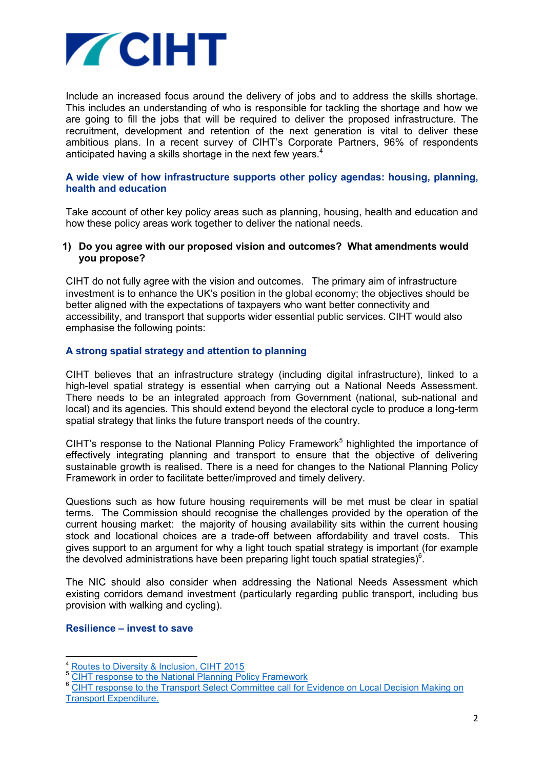Include an increased focus around the delivery of jobs and to address the skills shortage. This includes an understanding of who is responsible for tackling the shortage and how we are going to fill the jobs that will be required to deliver the proposed infrastructure. The recruitment, development and retention of the next generation is vital to deliver these ambitious plans. In a recent survey of CIHT's Corporate Partners, 96% of respondents anticipated having a skills shortage in the next few years.[4]

### A wide view of how infrastructure supports other policy agendas: housing, planning, health and education

Take account of other key policy areas such as planning, housing, health and education and how these policy areas work together to deliver the national needs.

**1) Do you agree with our proposed vision and outcomes? What amendments would you propose?**

CIHT do not fully agree with the vision and outcomes. The primary aim of infrastructure investment is to enhance the UK's position in the global economy; the objectives should be better aligned with the expectations of taxpayers who want better connectivity and accessibility, and transport that supports wider essential public services. CIHT would also emphasise the following points:

### A strong spatial strategy and attention to planning

CIHT believes that an infrastructure strategy (including digital infrastructure), linked to a high-level spatial strategy is essential when carrying out a National Needs Assessment. There needs to be an integrated approach from Government (national, sub-national and local) and its agencies. This should extend beyond the electoral cycle to produce a long-term spatial strategy that links the future transport needs of the country.

CIHT's response to the National Planning Policy Framework[5] highlighted the importance of effectively integrating planning and transport to ensure that the objective of delivering sustainable growth is realised. There is a need for changes to the National Planning Policy Framework in order to facilitate better/improved and timely delivery.

Questions such as how future housing requirements will be met must be clear in spatial terms. The Commission should recognise the challenges provided by the operation of the current housing market: the majority of housing availability sits within the current housing stock and locational choices are a trade-off between affordability and travel costs. This gives support to an argument for why a light touch spatial strategy is important (for example the devolved administrations have been preparing light touch spatial strategies)[6].

The NIC should also consider when addressing the National Needs Assessment which existing corridors demand investment (particularly regarding public transport, including bus provision with walking and cycling).

### Resilience – invest to save

---

[4] Routes to Diversity & Inclusion, CIHT 2015

[5] CIHT response to the National Planning Policy Framework

[6] CIHT response to the Transport Select Committee call for Evidence on Local Decision Making on Transport Expenditure.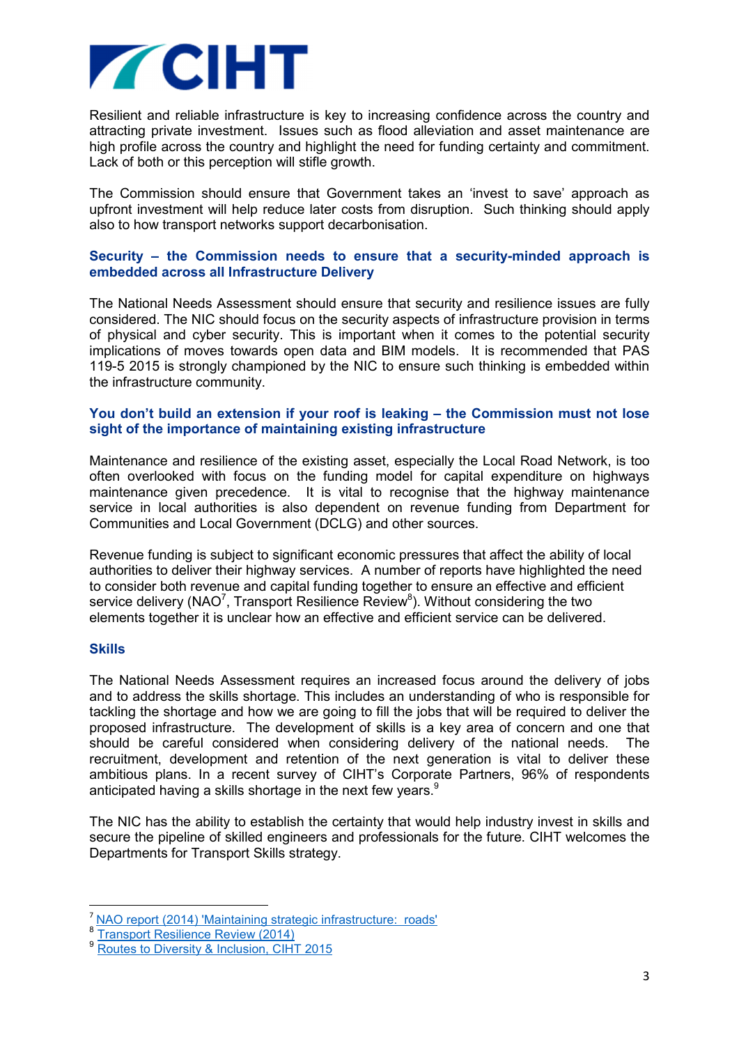Resilient and reliable infrastructure is key to increasing confidence across the country and attracting private investment. Issues such as flood alleviation and asset maintenance are high profile across the country and highlight the need for funding certainty and commitment. Lack of both or this perception will stifle growth.

The Commission should ensure that Government takes an 'invest to save' approach as upfront investment will help reduce later costs from disruption. Such thinking should apply also to how transport networks support decarbonisation.

### Security – the Commission needs to ensure that a security-minded approach is embedded across all Infrastructure Delivery

The National Needs Assessment should ensure that security and resilience issues are fully considered. The NIC should focus on the security aspects of infrastructure provision in terms of physical and cyber security. This is important when it comes to the potential security implications of moves towards open data and BIM models. It is recommended that PAS 119-5 2015 is strongly championed by the NIC to ensure such thinking is embedded within the infrastructure community.

### You don't build an extension if your roof is leaking – the Commission must not lose sight of the importance of maintaining existing infrastructure

Maintenance and resilience of the existing asset, especially the Local Road Network, is too often overlooked with focus on the funding model for capital expenditure on highways maintenance given precedence. It is vital to recognise that the highway maintenance service in local authorities is also dependent on revenue funding from Department for Communities and Local Government (DCLG) and other sources.

Revenue funding is subject to significant economic pressures that affect the ability of local authorities to deliver their highway services. A number of reports have highlighted the need to consider both revenue and capital funding together to ensure an effective and efficient service delivery (NAO[7], Transport Resilience Review[8]). Without considering the two elements together it is unclear how an effective and efficient service can be delivered.

### Skills

The National Needs Assessment requires an increased focus around the delivery of jobs and to address the skills shortage. This includes an understanding of who is responsible for tackling the shortage and how we are going to fill the jobs that will be required to deliver the proposed infrastructure. The development of skills is a key area of concern and one that should be careful considered when considering delivery of the national needs. The recruitment, development and retention of the next generation is vital to deliver these ambitious plans. In a recent survey of CIHT's Corporate Partners, 96% of respondents anticipated having a skills shortage in the next few years.[9]

The NIC has the ability to establish the certainty that would help industry invest in skills and secure the pipeline of skilled engineers and professionals for the future. CIHT welcomes the Departments for Transport Skills strategy.

---

[7] NAO report (2014) 'Maintaining strategic infrastructure: roads'

[8] Transport Resilience Review (2014)

[9] Routes to Diversity & Inclusion, CIHT 2015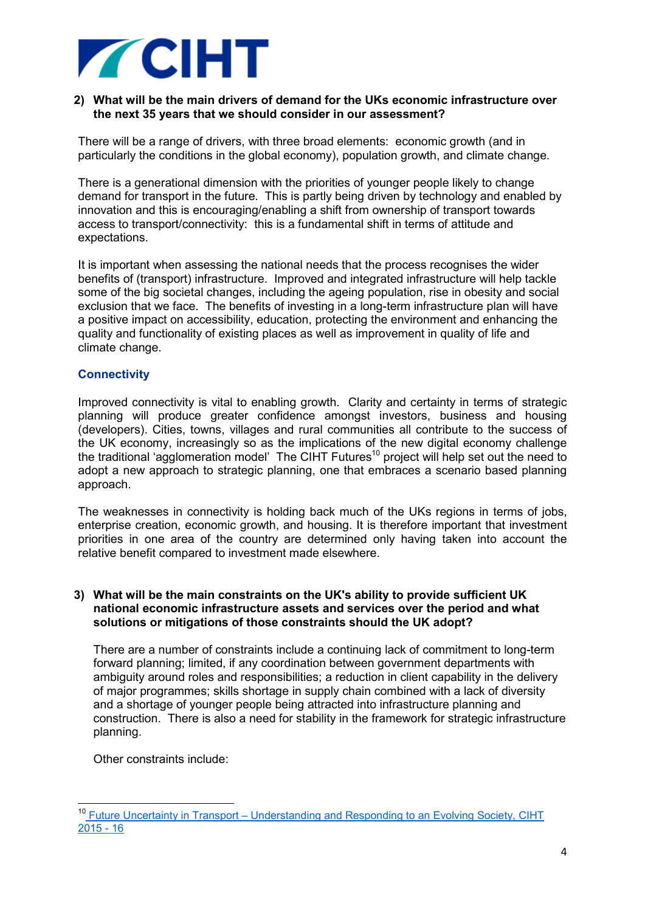**2) What will be the main drivers of demand for the UKs economic infrastructure over the next 35 years that we should consider in our assessment?**

There will be a range of drivers, with three broad elements: economic growth (and in particularly the conditions in the global economy), population growth, and climate change.

There is a generational dimension with the priorities of younger people likely to change demand for transport in the future. This is partly being driven by technology and enabled by innovation and this is encouraging/enabling a shift from ownership of transport towards access to transport/connectivity: this is a fundamental shift in terms of attitude and expectations.

It is important when assessing the national needs that the process recognises the wider benefits of (transport) infrastructure. Improved and integrated infrastructure will help tackle some of the big societal changes, including the ageing population, rise in obesity and social exclusion that we face. The benefits of investing in a long-term infrastructure plan will have a positive impact on accessibility, education, protecting the environment and enhancing the quality and functionality of existing places as well as improvement in quality of life and climate change.

### Connectivity

Improved connectivity is vital to enabling growth. Clarity and certainty in terms of strategic planning will produce greater confidence amongst investors, business and housing (developers). Cities, towns, villages and rural communities all contribute to the success of the UK economy, increasingly so as the implications of the new digital economy challenge the traditional 'agglomeration model' The CIHT Futures[10] project will help set out the need to adopt a new approach to strategic planning, one that embraces a scenario based planning approach.

The weaknesses in connectivity is holding back much of the UKs regions in terms of jobs, enterprise creation, economic growth, and housing. It is therefore important that investment priorities in one area of the country are determined only having taken into account the relative benefit compared to investment made elsewhere.

**3) What will be the main constraints on the UK's ability to provide sufficient UK national economic infrastructure assets and services over the period and what solutions or mitigations of those constraints should the UK adopt?**

There are a number of constraints include a continuing lack of commitment to long-term forward planning; limited, if any coordination between government departments with ambiguity around roles and responsibilities; a reduction in client capability in the delivery of major programmes; skills shortage in supply chain combined with a lack of diversity and a shortage of younger people being attracted into infrastructure planning and construction. There is also a need for stability in the framework for strategic infrastructure planning.

Other constraints include:

---

[10] Future Uncertainty in Transport – Understanding and Responding to an Evolving Society, CIHT 2015 - 16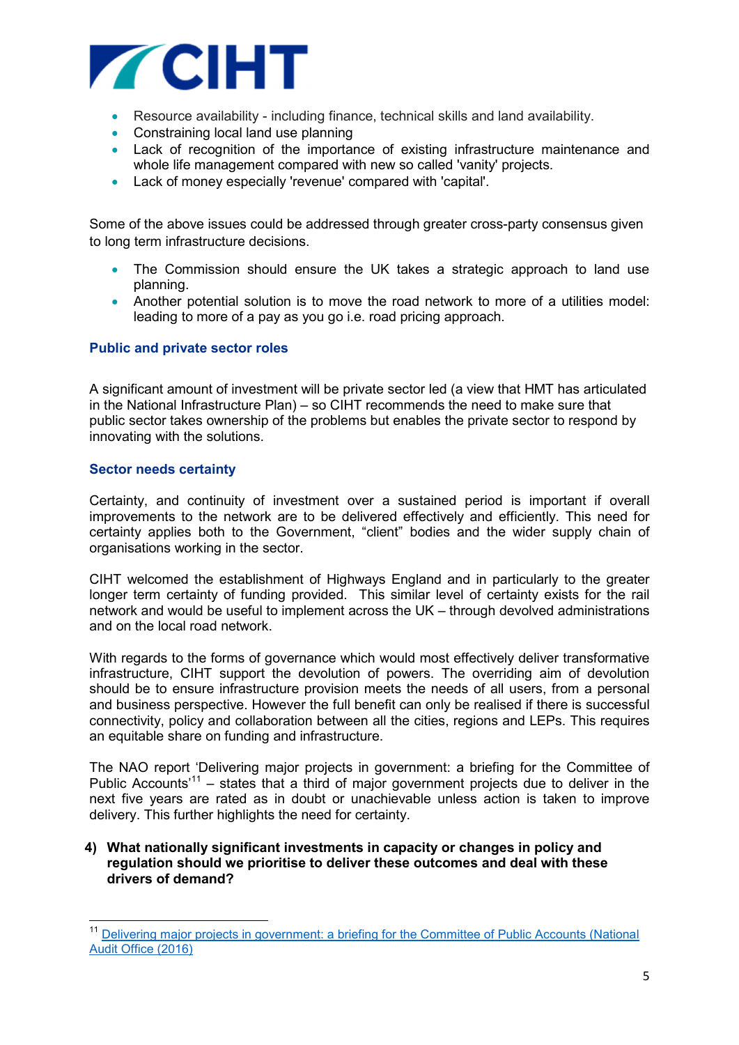- Resource availability - including finance, technical skills and land availability.
- Constraining local land use planning
- Lack of recognition of the importance of existing infrastructure maintenance and whole life management compared with new so called 'vanity' projects.
- Lack of money especially 'revenue' compared with 'capital'.

Some of the above issues could be addressed through greater cross-party consensus given to long term infrastructure decisions.

- The Commission should ensure the UK takes a strategic approach to land use planning.
- Another potential solution is to move the road network to more of a utilities model: leading to more of a pay as you go i.e. road pricing approach.

### Public and private sector roles

A significant amount of investment will be private sector led (a view that HMT has articulated in the National Infrastructure Plan) – so CIHT recommends the need to make sure that public sector takes ownership of the problems but enables the private sector to respond by innovating with the solutions.

### Sector needs certainty

Certainty, and continuity of investment over a sustained period is important if overall improvements to the network are to be delivered effectively and efficiently. This need for certainty applies both to the Government, "client" bodies and the wider supply chain of organisations working in the sector.

CIHT welcomed the establishment of Highways England and in particularly to the greater longer term certainty of funding provided. This similar level of certainty exists for the rail network and would be useful to implement across the UK – through devolved administrations and on the local road network.

With regards to the forms of governance which would most effectively deliver transformative infrastructure, CIHT support the devolution of powers. The overriding aim of devolution should be to ensure infrastructure provision meets the needs of all users, from a personal and business perspective. However the full benefit can only be realised if there is successful connectivity, policy and collaboration between all the cities, regions and LEPs. This requires an equitable share on funding and infrastructure.

The NAO report 'Delivering major projects in government: a briefing for the Committee of Public Accounts'[11] – states that a third of major government projects due to deliver in the next five years are rated as in doubt or unachievable unless action is taken to improve delivery. This further highlights the need for certainty.

**4) What nationally significant investments in capacity or changes in policy and regulation should we prioritise to deliver these outcomes and deal with these drivers of demand?**

---

[11] Delivering major projects in government: a briefing for the Committee of Public Accounts (National Audit Office (2016)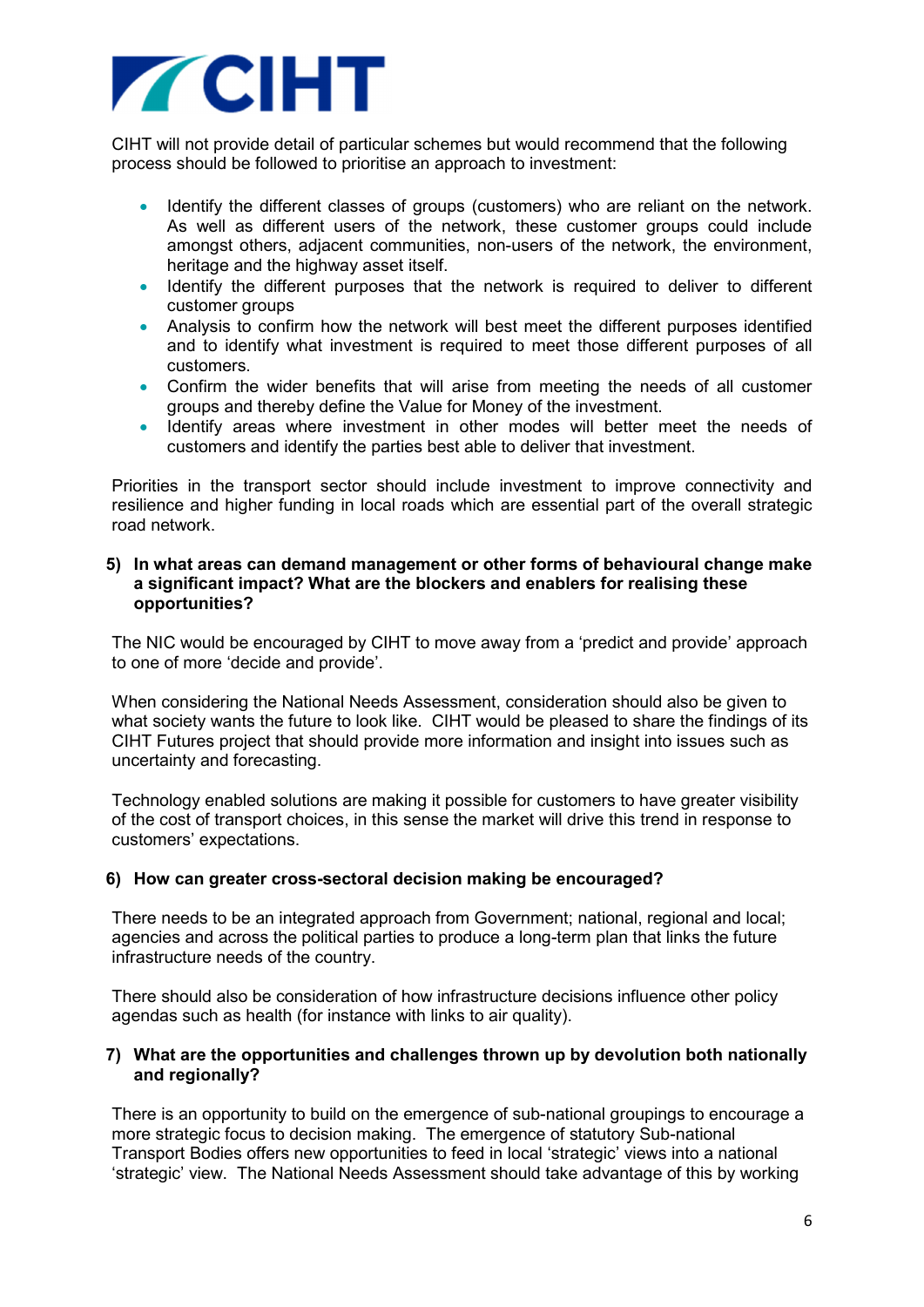CIHT will not provide detail of particular schemes but would recommend that the following process should be followed to prioritise an approach to investment:

- Identify the different classes of groups (customers) who are reliant on the network. As well as different users of the network, these customer groups could include amongst others, adjacent communities, non-users of the network, the environment, heritage and the highway asset itself.
- Identify the different purposes that the network is required to deliver to different customer groups
- Analysis to confirm how the network will best meet the different purposes identified and to identify what investment is required to meet those different purposes of all customers.
- Confirm the wider benefits that will arise from meeting the needs of all customer groups and thereby define the Value for Money of the investment.
- Identify areas where investment in other modes will better meet the needs of customers and identify the parties best able to deliver that investment.

Priorities in the transport sector should include investment to improve connectivity and resilience and higher funding in local roads which are essential part of the overall strategic road network.

**5) In what areas can demand management or other forms of behavioural change make a significant impact? What are the blockers and enablers for realising these opportunities?**

The NIC would be encouraged by CIHT to move away from a 'predict and provide' approach to one of more 'decide and provide'.

When considering the National Needs Assessment, consideration should also be given to what society wants the future to look like. CIHT would be pleased to share the findings of its CIHT Futures project that should provide more information and insight into issues such as uncertainty and forecasting.

Technology enabled solutions are making it possible for customers to have greater visibility of the cost of transport choices, in this sense the market will drive this trend in response to customers' expectations.

**6) How can greater cross-sectoral decision making be encouraged?**

There needs to be an integrated approach from Government; national, regional and local; agencies and across the political parties to produce a long-term plan that links the future infrastructure needs of the country.

There should also be consideration of how infrastructure decisions influence other policy agendas such as health (for instance with links to air quality).

**7) What are the opportunities and challenges thrown up by devolution both nationally and regionally?**

There is an opportunity to build on the emergence of sub-national groupings to encourage a more strategic focus to decision making. The emergence of statutory Sub-national Transport Bodies offers new opportunities to feed in local 'strategic' views into a national 'strategic' view. The National Needs Assessment should take advantage of this by working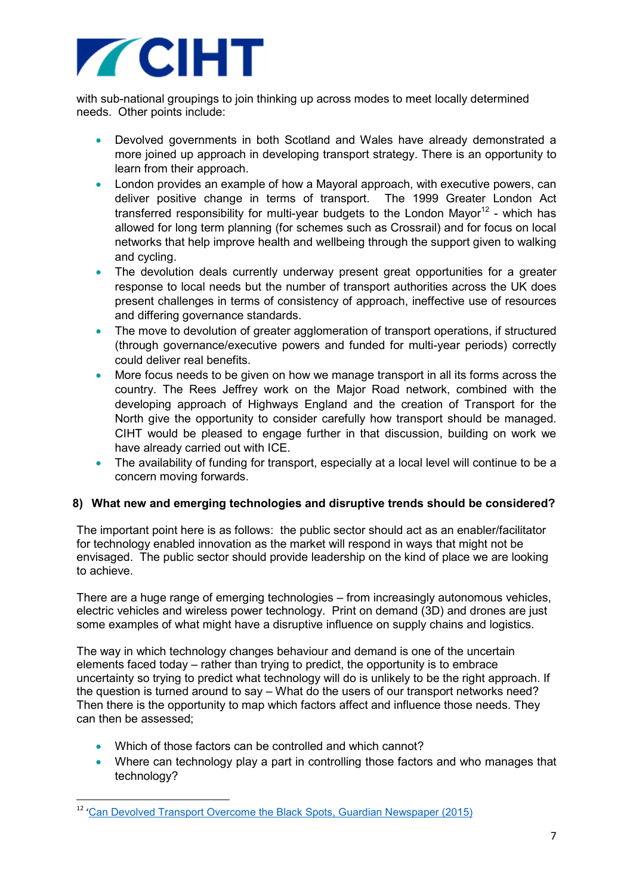with sub-national groupings to join thinking up across modes to meet locally determined needs. Other points include:

- Devolved governments in both Scotland and Wales have already demonstrated a more joined up approach in developing transport strategy. There is an opportunity to learn from their approach.
- London provides an example of how a Mayoral approach, with executive powers, can deliver positive change in terms of transport. The 1999 Greater London Act transferred responsibility for multi-year budgets to the London Mayor[12] - which has allowed for long term planning (for schemes such as Crossrail) and for focus on local networks that help improve health and wellbeing through the support given to walking and cycling.
- The devolution deals currently underway present great opportunities for a greater response to local needs but the number of transport authorities across the UK does present challenges in terms of consistency of approach, ineffective use of resources and differing governance standards.
- The move to devolution of greater agglomeration of transport operations, if structured (through governance/executive powers and funded for multi-year periods) correctly could deliver real benefits.
- More focus needs to be given on how we manage transport in all its forms across the country. The Rees Jeffrey work on the Major Road network, combined with the developing approach of Highways England and the creation of Transport for the North give the opportunity to consider carefully how transport should be managed. CIHT would be pleased to engage further in that discussion, building on work we have already carried out with ICE.
- The availability of funding for transport, especially at a local level will continue to be a concern moving forwards.

**8) What new and emerging technologies and disruptive trends should be considered?**

The important point here is as follows: the public sector should act as an enabler/facilitator for technology enabled innovation as the market will respond in ways that might not be envisaged. The public sector should provide leadership on the kind of place we are looking to achieve.

There are a huge range of emerging technologies – from increasingly autonomous vehicles, electric vehicles and wireless power technology. Print on demand (3D) and drones are just some examples of what might have a disruptive influence on supply chains and logistics.

The way in which technology changes behaviour and demand is one of the uncertain elements faced today – rather than trying to predict, the opportunity is to embrace uncertainty so trying to predict what technology will do is unlikely to be the right approach. If the question is turned around to say – What do the users of our transport networks need? Then there is the opportunity to map which factors affect and influence those needs. They can then be assessed;

- Which of those factors can be controlled and which cannot?
- Where can technology play a part in controlling those factors and who manages that technology?

---

[12] 'Can Devolved Transport Overcome the Black Spots, Guardian Newspaper (2015)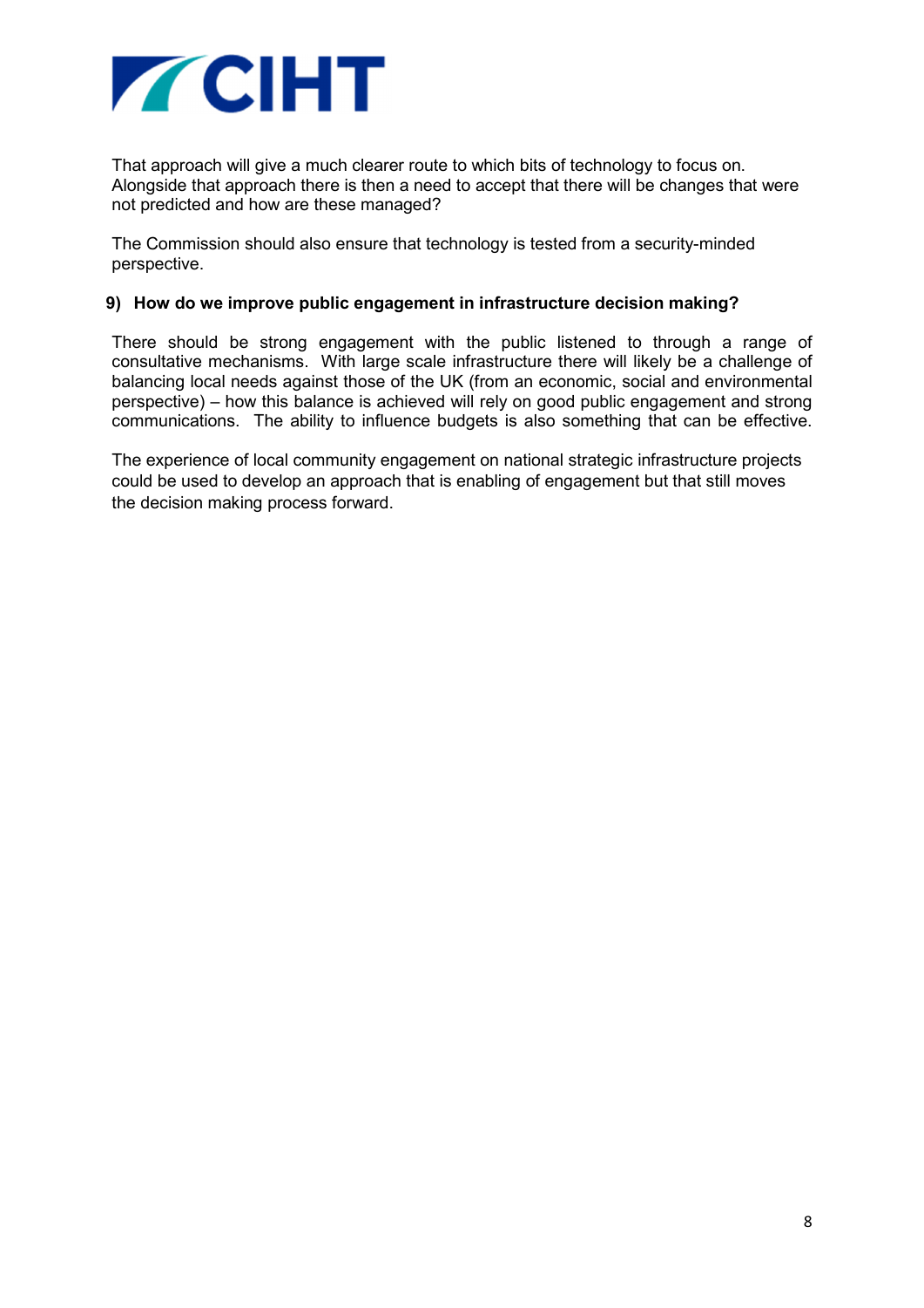That approach will give a much clearer route to which bits of technology to focus on. Alongside that approach there is then a need to accept that there will be changes that were not predicted and how are these managed?

The Commission should also ensure that technology is tested from a security-minded perspective.

**9) How do we improve public engagement in infrastructure decision making?**

There should be strong engagement with the public listened to through a range of consultative mechanisms. With large scale infrastructure there will likely be a challenge of balancing local needs against those of the UK (from an economic, social and environmental perspective) – how this balance is achieved will rely on good public engagement and strong communications. The ability to influence budgets is also something that can be effective.

The experience of local community engagement on national strategic infrastructure projects could be used to develop an approach that is enabling of engagement but that still moves the decision making process forward.